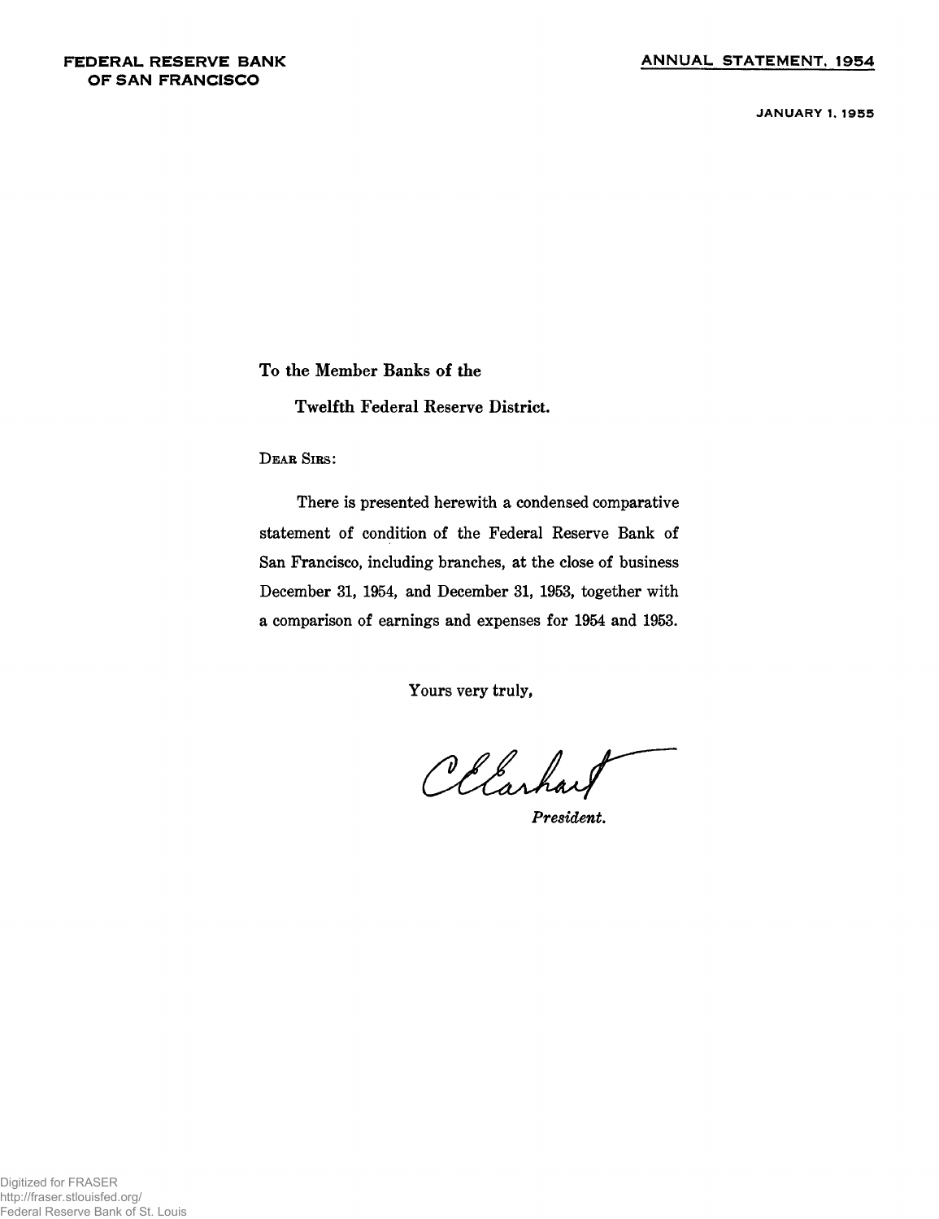**FEDERAL RESERVE BANK OF SAN FRANCISCO**

**ANNUAL STATEMENT, 1954**

JANUARY 1, 1955

To the Member Banks of the

Twelfth Federal Reserve District.

DEAR SIRS:

There is presented herewith a condensed comparative statement of condition of the Federal Reserve Bank of San Francisco, including branches, at the close of business December 31, 1954, and December 31, 1953, together with a comparison of earnings and expenses for 1954 and 1953.

Yours very truly,

C. E. Earhart

*President.*

Digitized for FRASER
http://fraser.stlouisfed.org/
Federal Reserve Bank of St. Louis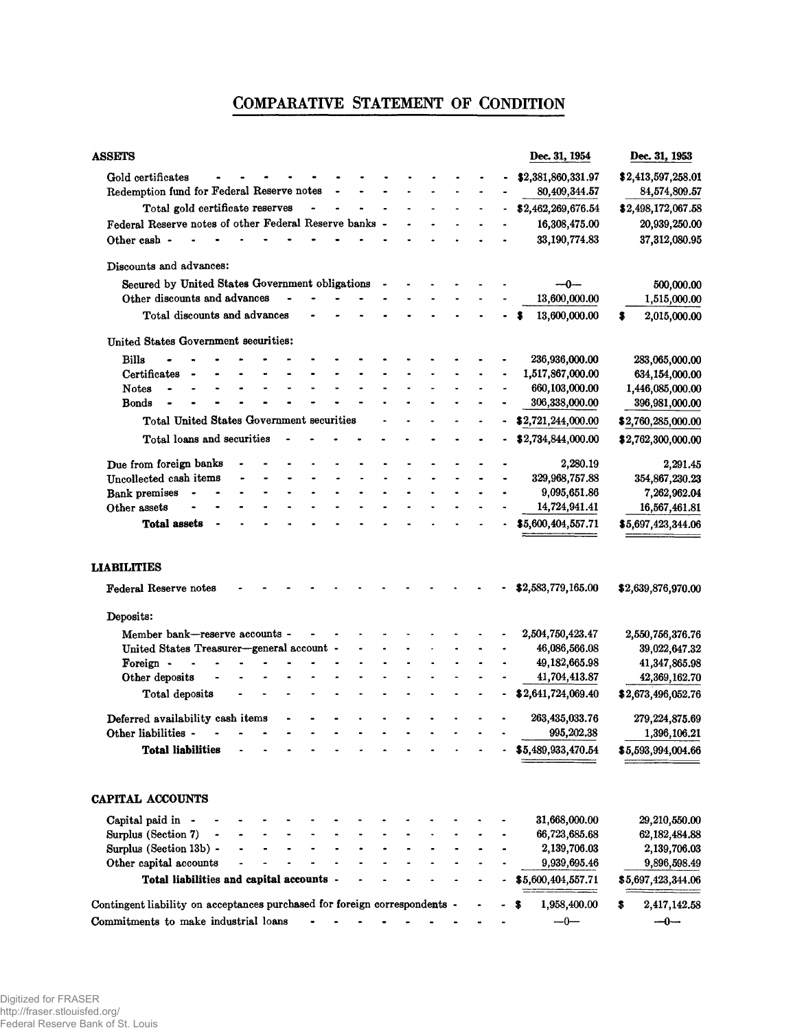# COMPARATIVE STATEMENT OF CONDITION

| ASSETS | Dec. 31, 1954 | Dec. 31, 1953 |
|---|---|---|
| Gold certificates | $2,381,860,331.97 | $2,413,597,258.01 |
| Redemption fund for Federal Reserve notes | 80,409,344.57 | 84,574,809.57 |
| Total gold certificate reserves | $2,462,269,676.54 | $2,498,172,067.58 |
| Federal Reserve notes of other Federal Reserve banks | 16,308,475.00 | 20,939,250.00 |
| Other cash | 33,190,774.83 | 37,312,080.95 |
| Discounts and advances: | | |
| Secured by United States Government obligations | —0— | 500,000.00 |
| Other discounts and advances | 13,600,000.00 | 1,515,000.00 |
| Total discounts and advances | $ 13,600,000.00 | $ 2,015,000.00 |
| United States Government securities: | | |
| Bills | 236,936,000.00 | 283,065,000.00 |
| Certificates | 1,517,867,000.00 | 634,154,000.00 |
| Notes | 660,103,000.00 | 1,446,085,000.00 |
| Bonds | 306,338,000.00 | 396,981,000.00 |
| Total United States Government securities | $2,721,244,000.00 | $2,760,285,000.00 |
| Total loans and securities | $2,734,844,000.00 | $2,762,300,000.00 |
| Due from foreign banks | 2,280.19 | 2,291.45 |
| Uncollected cash items | 329,968,757.88 | 354,867,230.23 |
| Bank premises | 9,095,651.86 | 7,262,962.04 |
| Other assets | 14,724,941.41 | 16,567,461.81 |
| **Total assets** | $5,600,404,557.71 | $5,697,423,344.06 |

| LIABILITIES | Dec. 31, 1954 | Dec. 31, 1953 |
|---|---|---|
| Federal Reserve notes | $2,583,779,165.00 | $2,639,876,970.00 |
| Deposits: | | |
| Member bank—reserve accounts | 2,504,750,423.47 | 2,550,756,376.76 |
| United States Treasurer—general account | 46,086,566.08 | 39,022,647.32 |
| Foreign | 49,182,665.98 | 41,347,865.98 |
| Other deposits | 41,704,413.87 | 42,369,162.70 |
| Total deposits | $2,641,724,069.40 | $2,673,496,052.76 |
| Deferred availability cash items | 263,435,033.76 | 279,224,875.69 |
| Other liabilities | 995,202.38 | 1,396,106.21 |
| **Total liabilities** | $5,489,933,470.54 | $5,593,994,004.66 |

| CAPITAL ACCOUNTS | Dec. 31, 1954 | Dec. 31, 1953 |
|---|---|---|
| Capital paid in | 31,668,000.00 | 29,210,550.00 |
| Surplus (Section 7) | 66,723,685.68 | 62,182,484.88 |
| Surplus (Section 13b) | 2,139,706.03 | 2,139,706.03 |
| Other capital accounts | 9,939,695.46 | 9,896,598.49 |
| **Total liabilities and capital accounts** | $5,600,404,557.71 | $5,697,423,344.06 |
| Contingent liability on acceptances purchased for foreign correspondents | $ 1,958,400.00 | $ 2,417,142.58 |
| Commitments to make industrial loans | —0— | —0— |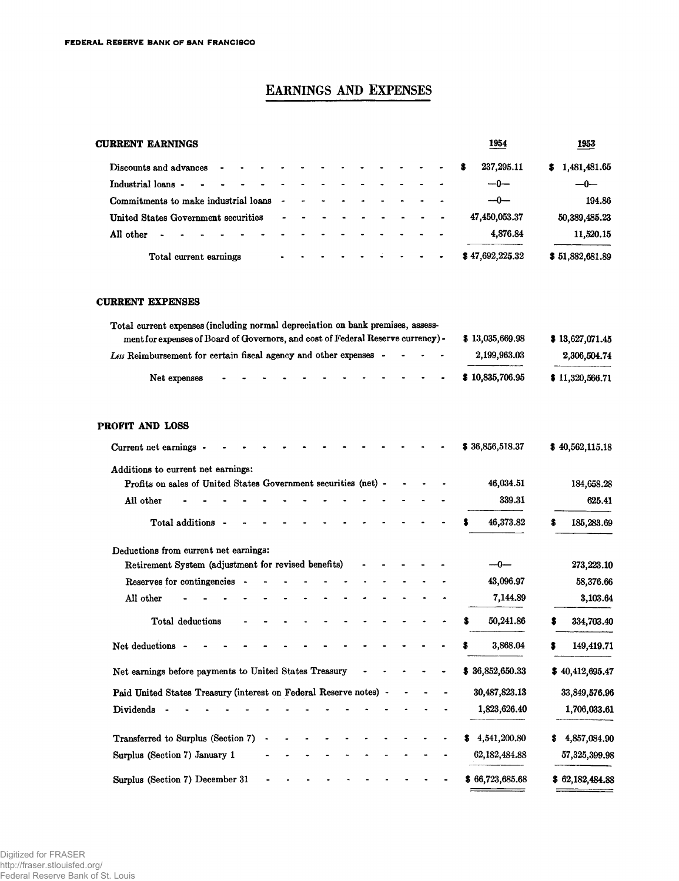## EARNINGS AND EXPENSES

| | 1954 | 1953 |
|---|---|---|
| **CURRENT EARNINGS** | | |
| Discounts and advances | $ 237,295.11 | $ 1,481,481.65 |
| Industrial loans | —0— | —0— |
| Commitments to make industrial loans | —0— | 194.86 |
| United States Government securities | 47,450,053.37 | 50,389,485.23 |
| All other | 4,876.84 | 11,520.15 |
| Total current earnings | $ 47,692,225.32 | $ 51,882,681.89 |
| **CURRENT EXPENSES** | | |
| Total current expenses (including normal depreciation on bank premises, assessment for expenses of Board of Governors, and cost of Federal Reserve currency) | $ 13,035,669.98 | $ 13,627,071.45 |
| *Less* Reimbursement for certain fiscal agency and other expenses | 2,199,963.03 | 2,306,504.74 |
| Net expenses | $ 10,835,706.95 | $ 11,320,566.71 |
| **PROFIT AND LOSS** | | |
| Current net earnings | $ 36,856,518.37 | $ 40,562,115.18 |
| Additions to current net earnings: | | |
| Profits on sales of United States Government securities (net) | 46,034.51 | 184,658.28 |
| All other | 339.31 | 625.41 |
| Total additions | $ 46,373.82 | $ 185,283.69 |
| Deductions from current net earnings: | | |
| Retirement System (adjustment for revised benefits) | —0— | 273,223.10 |
| Reserves for contingencies | 43,096.97 | 58,376.66 |
| All other | 7,144.89 | 3,103.64 |
| Total deductions | $ 50,241.86 | $ 334,703.40 |
| Net deductions | $ 3,868.04 | $ 149,419.71 |
| Net earnings before payments to United States Treasury | $ 36,852,650.33 | $ 40,412,695.47 |
| Paid United States Treasury (interest on Federal Reserve notes) | 30,487,823.13 | 33,849,576.96 |
| Dividends | 1,823,626.40 | 1,706,033.61 |
| Transferred to Surplus (Section 7) | $ 4,541,200.80 | $ 4,857,084.90 |
| Surplus (Section 7) January 1 | 62,182,484.88 | 57,325,399.98 |
| Surplus (Section 7) December 31 | $ 66,723,685.68 | $ 62,182,484.88 |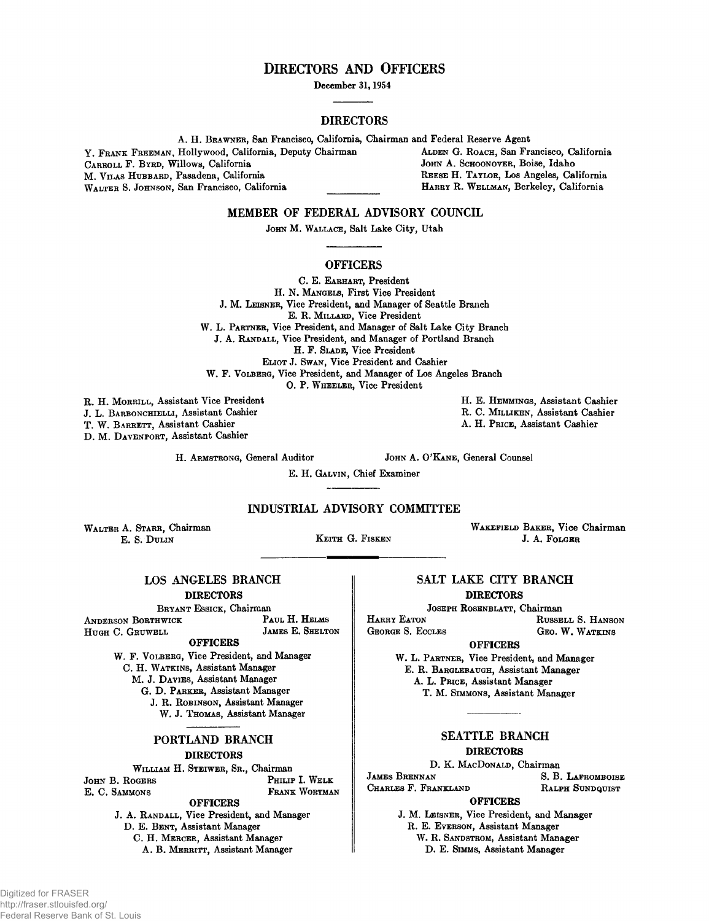# DIRECTORS AND OFFICERS

**December 31, 1954**

## DIRECTORS

A. H. Brawner, San Francisco, California, Chairman and Federal Reserve Agent

Y. Frank Freeman, Hollywood, California, Deputy Chairman
Carroll F. Byrd, Willows, California
M. Vilas Hubbard, Pasadena, California
Walter S. Johnson, San Francisco, California
Alden G. Roach, San Francisco, California
John A. Schoonover, Boise, Idaho
Reese H. Taylor, Los Angeles, California
Harry R. Wellman, Berkeley, California

## MEMBER OF FEDERAL ADVISORY COUNCIL

John M. Wallace, Salt Lake City, Utah

## OFFICERS

C. E. Earhart, President
H. N. Mangels, First Vice President
J. M. Leisner, Vice President, and Manager of Seattle Branch
E. R. Millard, Vice President
W. L. Partner, Vice President, and Manager of Salt Lake City Branch
J. A. Randall, Vice President, and Manager of Portland Branch
H. F. Slade, Vice President
Eliot J. Swan, Vice President and Cashier
W. F. Volberg, Vice President, and Manager of Los Angeles Branch
O. P. Wheeler, Vice President

R. H. Morrill, Assistant Vice President
J. L. Barbonchielli, Assistant Cashier
T. W. Barrett, Assistant Cashier
D. M. Davenport, Assistant Cashier
H. E. Hemmings, Assistant Cashier
R. C. Milliken, Assistant Cashier
A. H. Price, Assistant Cashier

H. Armstrong, General Auditor
John A. O'Kane, General Counsel
E. H. Galvin, Chief Examiner

## INDUSTRIAL ADVISORY COMMITTEE

Walter A. Starr, Chairman
Wakefield Baker, Vice Chairman
E. S. Dulin
Keith G. Fisken
J. A. Folger

## LOS ANGELES BRANCH

### DIRECTORS

Bryant Essick, Chairman
Anderson Borthwick
Hugh C. Gruwell
Paul H. Helms
James E. Shelton

### OFFICERS

W. F. Volberg, Vice President, and Manager
C. H. Watkins, Assistant Manager
M. J. Davies, Assistant Manager
G. D. Parker, Assistant Manager
J. R. Robinson, Assistant Manager
W. J. Thomas, Assistant Manager

## PORTLAND BRANCH

### DIRECTORS

William H. Steiwer, Sr., Chairman
John B. Rogers
E. C. Sammons
Philip I. Welk
Frank Wortman

### OFFICERS

J. A. Randall, Vice President, and Manager
D. E. Bent, Assistant Manager
C. H. Mercer, Assistant Manager
A. B. Merritt, Assistant Manager

## SALT LAKE CITY BRANCH

### DIRECTORS

Joseph Rosenblatt, Chairman
Harry Eaton
George S. Eccles
Russell S. Hanson
Geo. W. Watkins

### OFFICERS

W. L. Partner, Vice President, and Manager
E. R. Barglebaugh, Assistant Manager
A. L. Price, Assistant Manager
T. M. Simmons, Assistant Manager

## SEATTLE BRANCH

### DIRECTORS

D. K. MacDonald, Chairman
James Brennan
Charles F. Frankland
S. B. Lafromboise
Ralph Sundquist

### OFFICERS

J. M. Leisner, Vice President, and Manager
R. E. Everson, Assistant Manager
W. R. Sandstrom, Assistant Manager
D. E. Simms, Assistant Manager